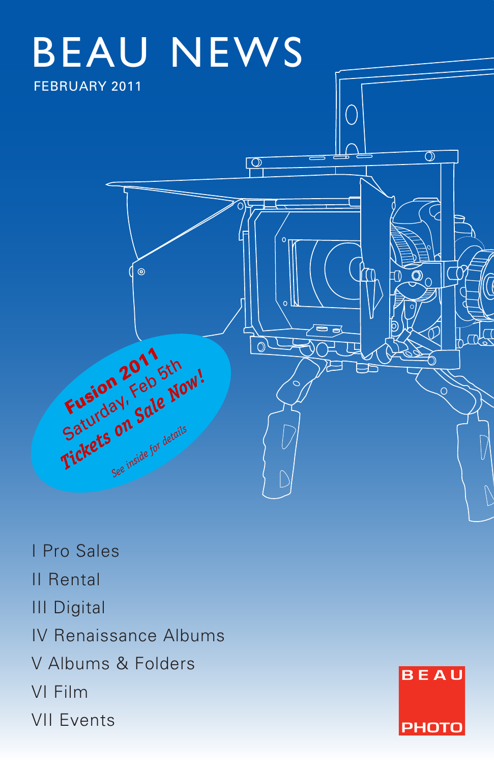# BEAU NEWS

FEBRUARY 2011

**Fusion 2011**
Saturday, Feb 5th
***Tickets on Sale Now!***
*See inside for details*

I Pro Sales

II Rental

III Digital

IV Renaissance Albums

V Albums & Folders

VI Film

VII Events

BEAU PHOTO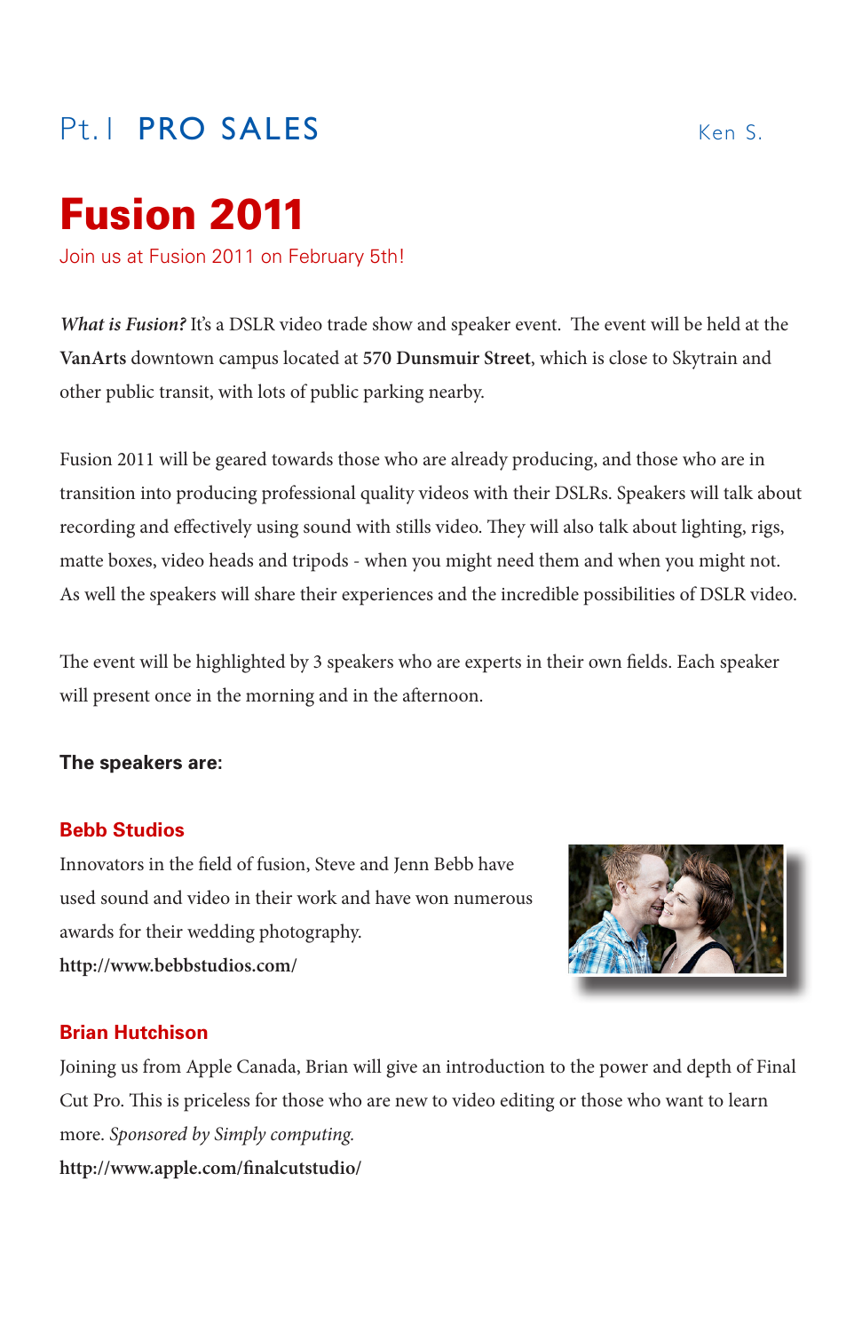Pt. I **PRO SALES** Ken S.

# Fusion 2011

Join us at Fusion 2011 on February 5th!

***What is Fusion?*** It's a DSLR video trade show and speaker event. The event will be held at the **VanArts** downtown campus located at **570 Dunsmuir Street**, which is close to Skytrain and other public transit, with lots of public parking nearby.

Fusion 2011 will be geared towards those who are already producing, and those who are in transition into producing professional quality videos with their DSLRs. Speakers will talk about recording and effectively using sound with stills video. They will also talk about lighting, rigs, matte boxes, video heads and tripods - when you might need them and when you might not. As well the speakers will share their experiences and the incredible possibilities of DSLR video.

The event will be highlighted by 3 speakers who are experts in their own fields. Each speaker will present once in the morning and in the afternoon.

**The speakers are:**

### Bebb Studios

Innovators in the field of fusion, Steve and Jenn Bebb have used sound and video in their work and have won numerous awards for their wedding photography.

**http://www.bebbstudios.com/**

### Brian Hutchison

Joining us from Apple Canada, Brian will give an introduction to the power and depth of Final Cut Pro. This is priceless for those who are new to video editing or those who want to learn more. *Sponsored by Simply computing.*

**http://www.apple.com/finalcutstudio/**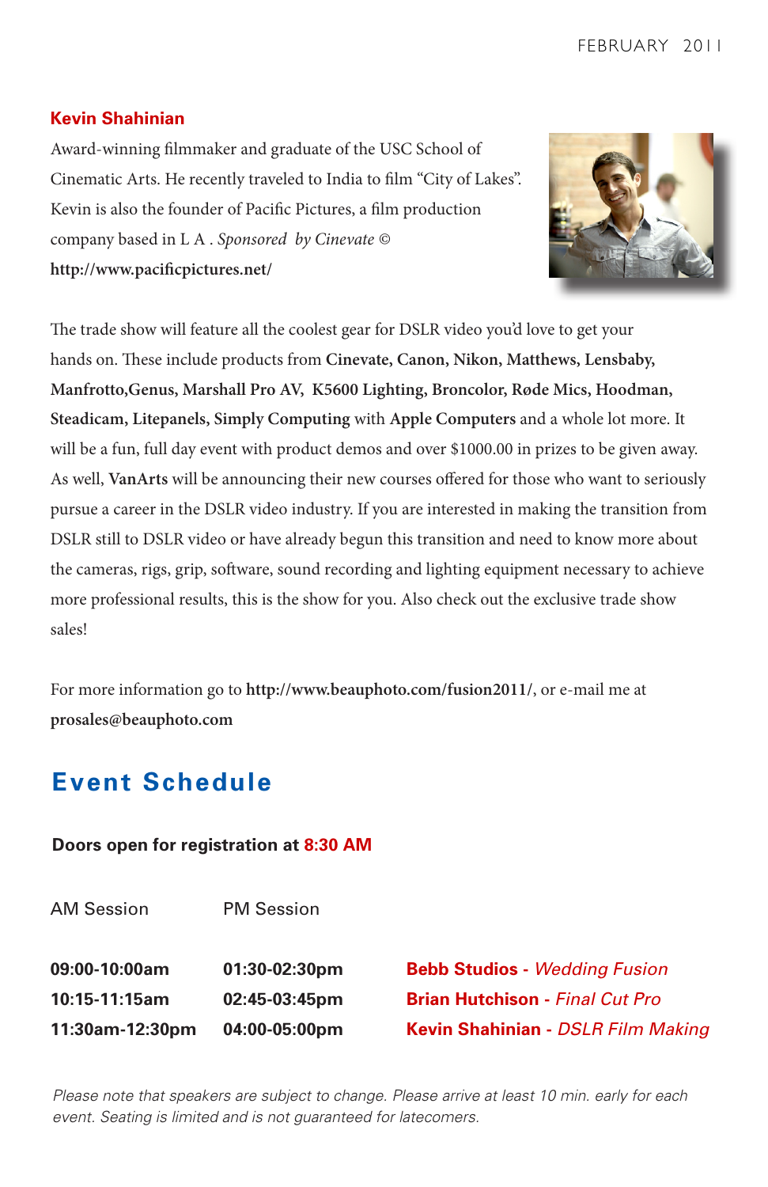### Kevin Shahinian

Award-winning filmmaker and graduate of the USC School of Cinematic Arts. He recently traveled to India to film "City of Lakes". Kevin is also the founder of Pacific Pictures, a film production company based in L A . *Sponsored by Cinevate ©*
**http://www.pacificpictures.net/**

The trade show will feature all the coolest gear for DSLR video you'd love to get your hands on. These include products from **Cinevate, Canon, Nikon, Matthews, Lensbaby, Manfrotto,Genus, Marshall Pro AV, K5600 Lighting, Broncolor, Røde Mics, Hoodman, Steadicam, Litepanels, Simply Computing** with **Apple Computers** and a whole lot more. It will be a fun, full day event with product demos and over $1000.00 in prizes to be given away. As well, **VanArts** will be announcing their new courses offered for those who want to seriously pursue a career in the DSLR video industry. If you are interested in making the transition from DSLR still to DSLR video or have already begun this transition and need to know more about the cameras, rigs, grip, software, sound recording and lighting equipment necessary to achieve more professional results, this is the show for you. Also check out the exclusive trade show sales!

For more information go to **http://www.beauphoto.com/fusion2011/**, or e-mail me at **prosales@beauphoto.com**

## Event Schedule

**Doors open for registration at 8:30 AM**

| AM Session | PM Session | |
|---|---|---|
| **09:00-10:00am** | **01:30-02:30pm** | **Bebb Studios** - *Wedding Fusion* |
| **10:15-11:15am** | **02:45-03:45pm** | **Brian Hutchison** - *Final Cut Pro* |
| **11:30am-12:30pm** | **04:00-05:00pm** | **Kevin Shahinian** - *DSLR Film Making* |

*Please note that speakers are subject to change. Please arrive at least 10 min. early for each event. Seating is limited and is not guaranteed for latecomers.*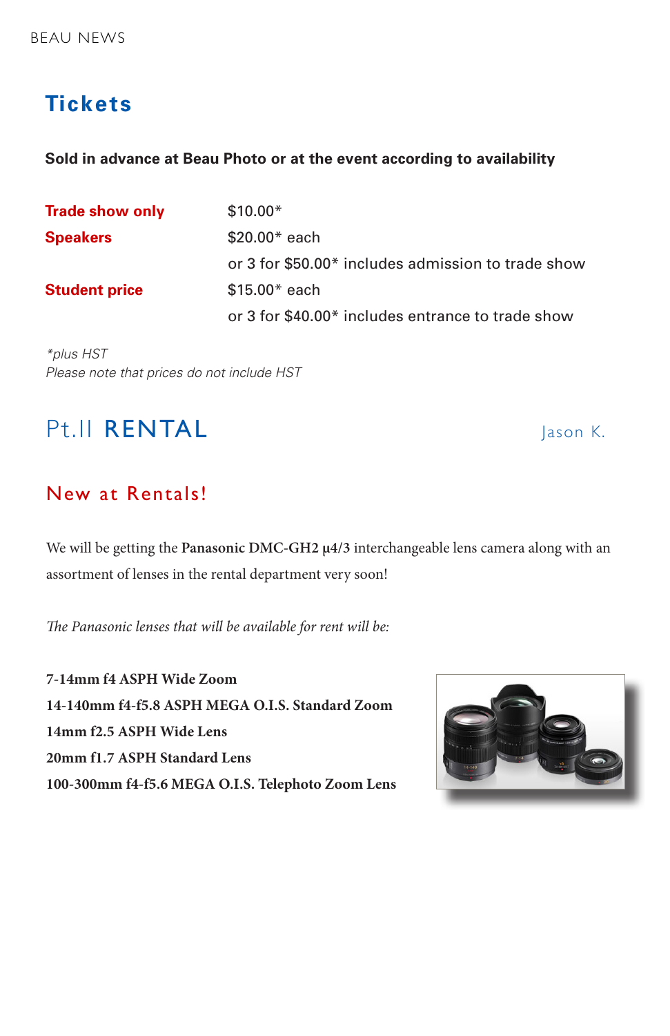## Tickets

**Sold in advance at Beau Photo or at the event according to availability**

| | |
|---|---|
| **Trade show only** | $10.00* |
| **Speakers** | $20.00* each |
| | or 3 for $50.00* includes admission to trade show |
| **Student price** | $15.00* each |
| | or 3 for $40.00* includes entrance to trade show |

*\*plus HST*
*Please note that prices do not include HST*

# Pt.II RENTAL

Jason K.

## New at Rentals!

We will be getting the **Panasonic DMC-GH2 µ4/3** interchangeable lens camera along with an assortment of lenses in the rental department very soon!

*The Panasonic lenses that will be available for rent will be:*

**7-14mm f4 ASPH Wide Zoom**
**14-140mm f4-f5.8 ASPH MEGA O.I.S. Standard Zoom**
**14mm f2.5 ASPH Wide Lens**
**20mm f1.7 ASPH Standard Lens**
**100-300mm f4-f5.6 MEGA O.I.S. Telephoto Zoom Lens**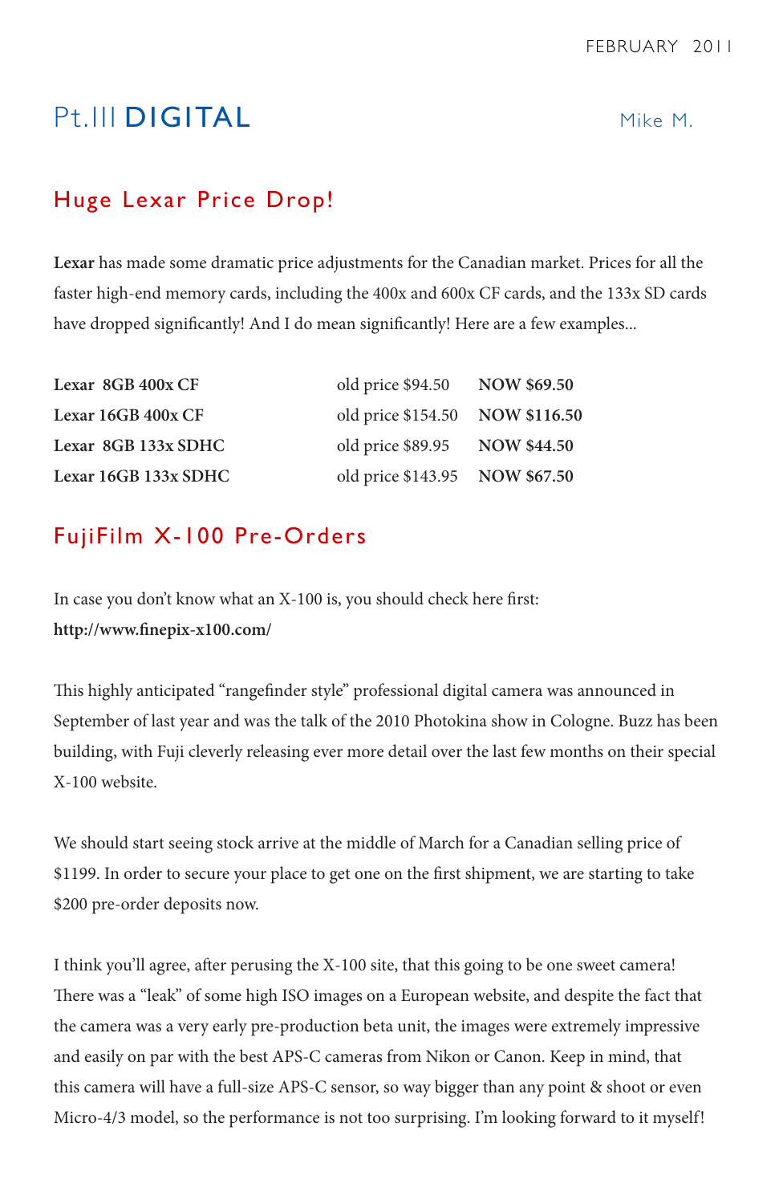# Pt.III DIGITAL

Mike M.

## Huge Lexar Price Drop!

**Lexar** has made some dramatic price adjustments for the Canadian market. Prices for all the faster high-end memory cards, including the 400x and 600x CF cards, and the 133x SD cards have dropped significantly! And I do mean significantly! Here are a few examples...

| | | |
|---|---|---|
| **Lexar 8GB 400x CF** | old price $94.50 | **NOW $69.50** |
| **Lexar 16GB 400x CF** | old price $154.50 | **NOW $116.50** |
| **Lexar 8GB 133x SDHC** | old price $89.95 | **NOW $44.50** |
| **Lexar 16GB 133x SDHC** | old price $143.95 | **NOW $67.50** |

## FujiFilm X-100 Pre-Orders

In case you don't know what an X-100 is, you should check here first:
**http://www.finepix-x100.com/**

This highly anticipated "rangefinder style" professional digital camera was announced in September of last year and was the talk of the 2010 Photokina show in Cologne. Buzz has been building, with Fuji cleverly releasing ever more detail over the last few months on their special X-100 website.

We should start seeing stock arrive at the middle of March for a Canadian selling price of $1199. In order to secure your place to get one on the first shipment, we are starting to take $200 pre-order deposits now.

I think you'll agree, after perusing the X-100 site, that this going to be one sweet camera! There was a "leak" of some high ISO images on a European website, and despite the fact that the camera was a very early pre-production beta unit, the images were extremely impressive and easily on par with the best APS-C cameras from Nikon or Canon. Keep in mind, that this camera will have a full-size APS-C sensor, so way bigger than any point & shoot or even Micro-4/3 model, so the performance is not too surprising. I'm looking forward to it myself!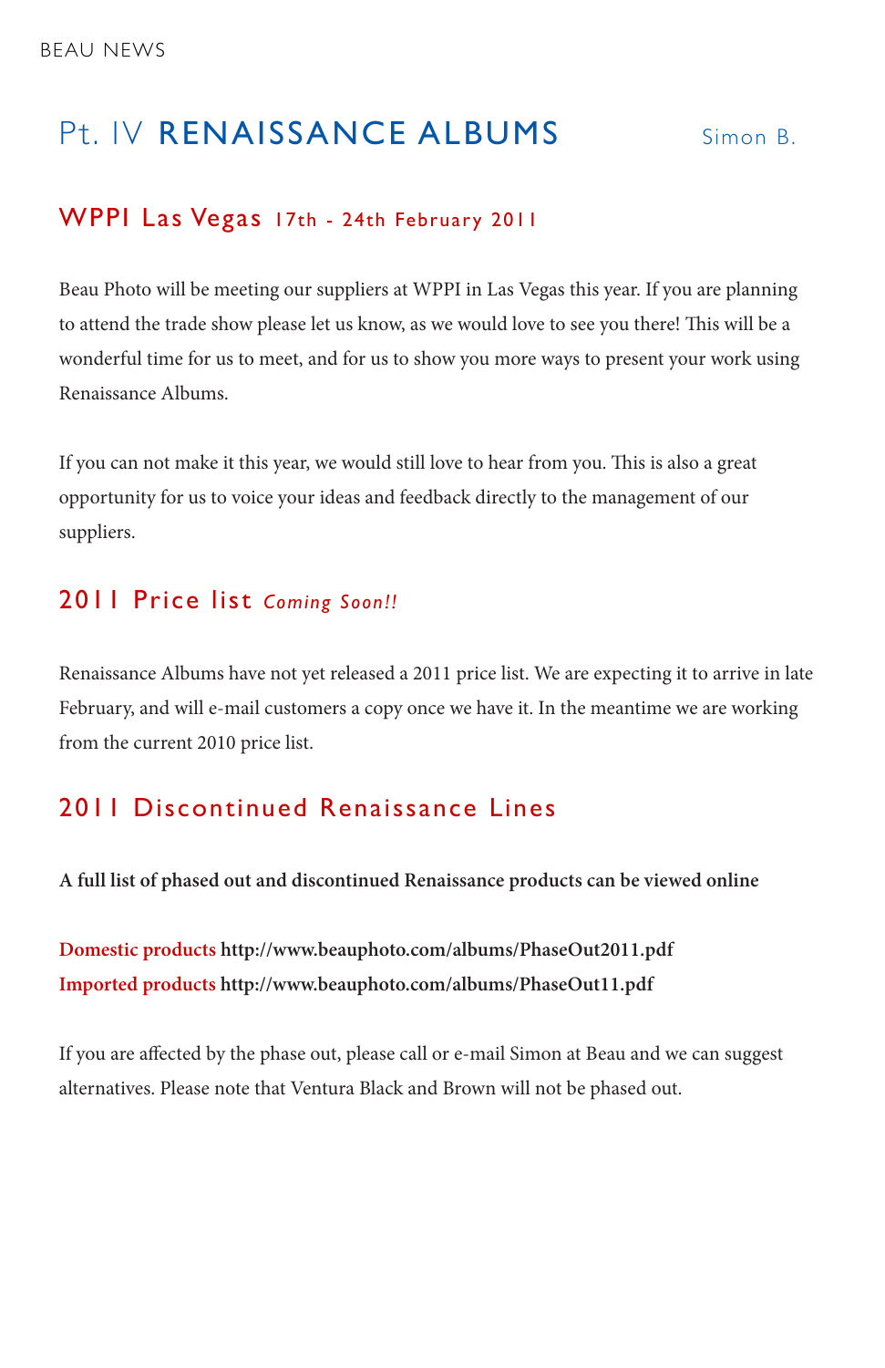# Pt. IV **RENAISSANCE ALBUMS**

Simon B.

## WPPI Las Vegas 17th - 24th February 2011

Beau Photo will be meeting our suppliers at WPPI in Las Vegas this year. If you are planning to attend the trade show please let us know, as we would love to see you there! This will be a wonderful time for us to meet, and for us to show you more ways to present your work using Renaissance Albums.

If you can not make it this year, we would still love to hear from you. This is also a great opportunity for us to voice your ideas and feedback directly to the management of our suppliers.

## 2011 Price list *Coming Soon!!*

Renaissance Albums have not yet released a 2011 price list. We are expecting it to arrive in late February, and will e-mail customers a copy once we have it. In the meantime we are working from the current 2010 price list.

## 2011 Discontinued Renaissance Lines

**A full list of phased out and discontinued Renaissance products can be viewed online**

**Domestic products http://www.beauphoto.com/albums/PhaseOut2011.pdf**
**Imported products http://www.beauphoto.com/albums/PhaseOut11.pdf**

If you are affected by the phase out, please call or e-mail Simon at Beau and we can suggest alternatives. Please note that Ventura Black and Brown will not be phased out.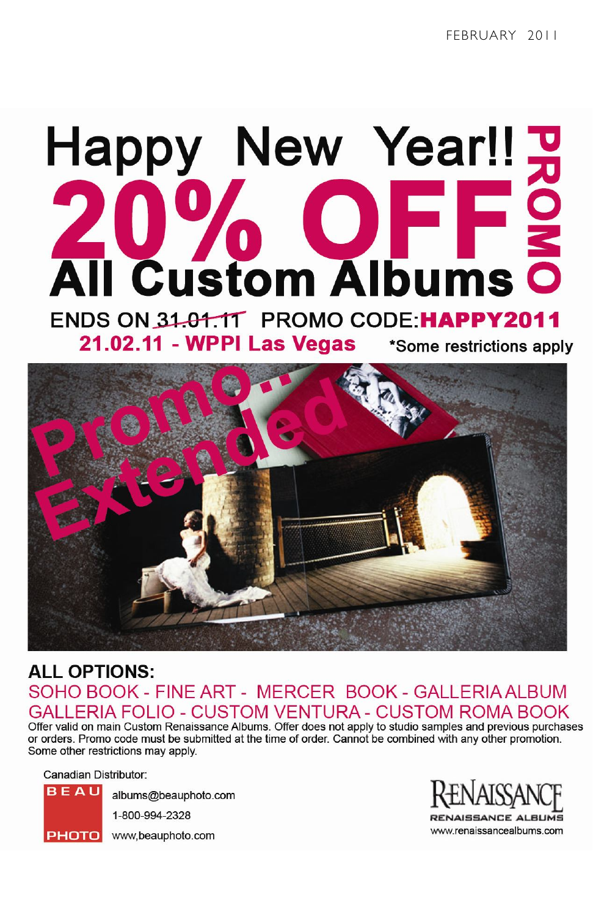# Happy New Year!!

# 20% OFF

## All Custom Albums

PROMO

ENDS ON ~~31.01.11~~ PROMO CODE: **HAPPY2011**

**21.02.11 - WPPI Las Vegas** *Some restrictions apply

Promo... Extended

**ALL OPTIONS:**

SOHO BOOK - FINE ART - MERCER BOOK - GALLERIA ALBUM
GALLERIA FOLIO - CUSTOM VENTURA - CUSTOM ROMA BOOK

Offer valid on main Custom Renaissance Albums. Offer does not apply to studio samples and previous purchases or orders. Promo code must be submitted at the time of order. Cannot be combined with any other promotion. Some other restrictions may apply.

Canadian Distributor:

BEAU PHOTO

albums@beauphoto.com
1-800-994-2328
www,beauphoto.com

RENAISSANCE
RENAISSANCE ALBUMS
www.renaissancealbums.com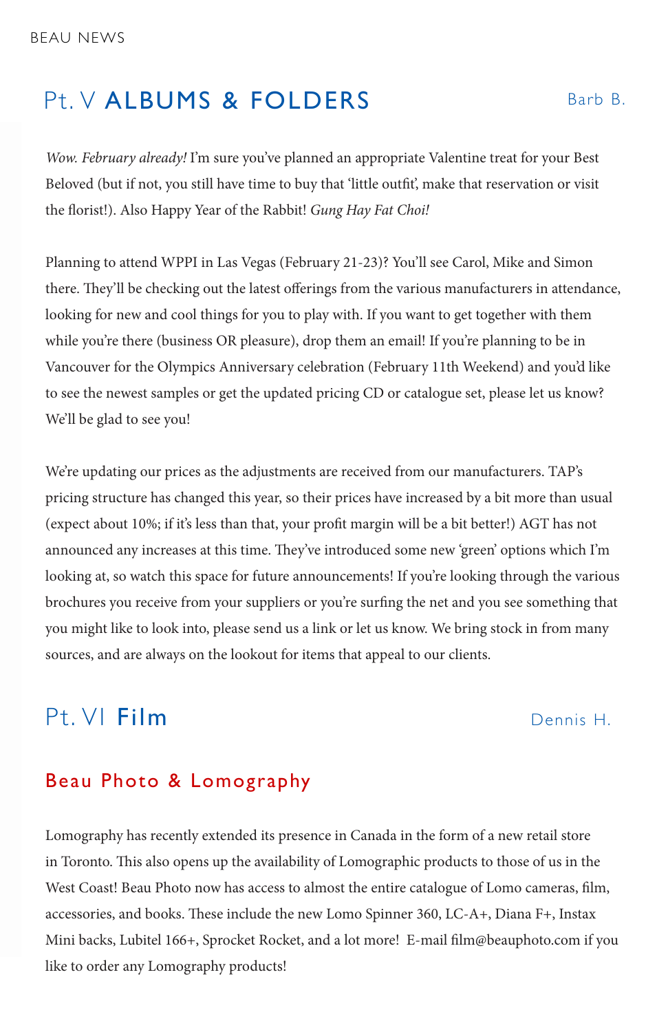## Pt. V **ALBUMS & FOLDERS**

Barb B.

*Wow. February already!* I'm sure you've planned an appropriate Valentine treat for your Best Beloved (but if not, you still have time to buy that 'little outfit', make that reservation or visit the florist!). Also Happy Year of the Rabbit! *Gung Hay Fat Choi!*

Planning to attend WPPI in Las Vegas (February 21-23)? You'll see Carol, Mike and Simon there. They'll be checking out the latest offerings from the various manufacturers in attendance, looking for new and cool things for you to play with. If you want to get together with them while you're there (business OR pleasure), drop them an email! If you're planning to be in Vancouver for the Olympics Anniversary celebration (February 11th Weekend) and you'd like to see the newest samples or get the updated pricing CD or catalogue set, please let us know? We'll be glad to see you!

We're updating our prices as the adjustments are received from our manufacturers. TAP's pricing structure has changed this year, so their prices have increased by a bit more than usual (expect about 10%; if it's less than that, your profit margin will be a bit better!) AGT has not announced any increases at this time. They've introduced some new 'green' options which I'm looking at, so watch this space for future announcements! If you're looking through the various brochures you receive from your suppliers or you're surfing the net and you see something that you might like to look into, please send us a link or let us know. We bring stock in from many sources, and are always on the lookout for items that appeal to our clients.

## Pt. VI **Film**

Dennis H.

### Beau Photo & Lomography

Lomography has recently extended its presence in Canada in the form of a new retail store in Toronto. This also opens up the availability of Lomographic products to those of us in the West Coast! Beau Photo now has access to almost the entire catalogue of Lomo cameras, film, accessories, and books. These include the new Lomo Spinner 360, LC-A+, Diana F+, Instax Mini backs, Lubitel 166+, Sprocket Rocket, and a lot more! E-mail film@beauphoto.com if you like to order any Lomography products!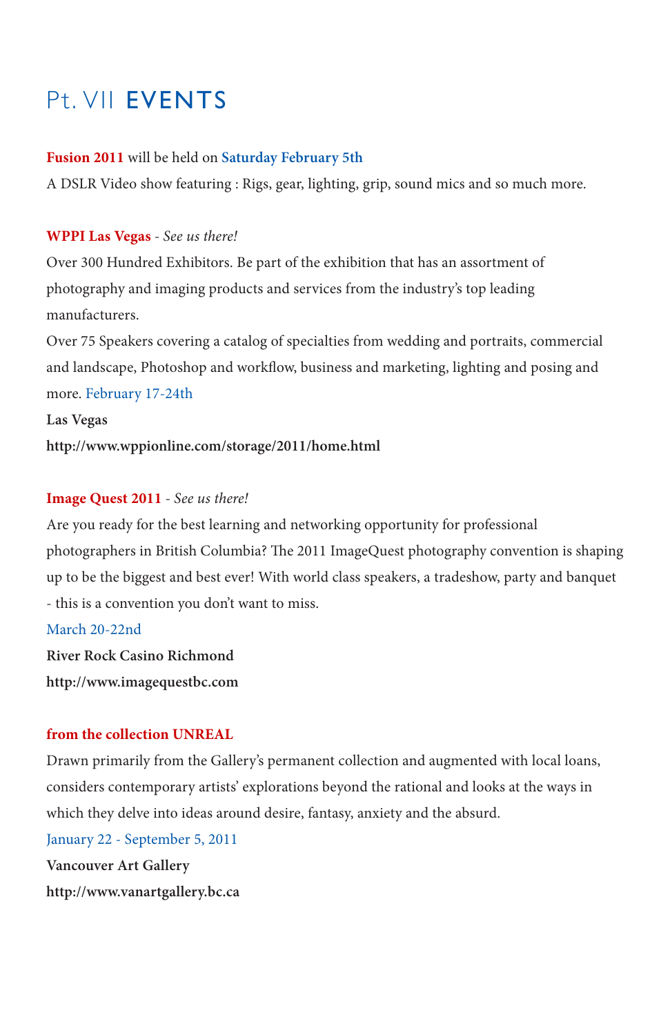# Pt. VII **EVENTS**

**Fusion 2011** will be held on **Saturday February 5th**

A DSLR Video show featuring : Rigs, gear, lighting, grip, sound mics and so much more.

**WPPI Las Vegas** - *See us there!*

Over 300 Hundred Exhibitors. Be part of the exhibition that has an assortment of photography and imaging products and services from the industry's top leading manufacturers.

Over 75 Speakers covering a catalog of specialties from wedding and portraits, commercial and landscape, Photoshop and workflow, business and marketing, lighting and posing and more. February 17-24th

**Las Vegas**

**http://www.wppionline.com/storage/2011/home.html**

**Image Quest 2011** - *See us there!*

Are you ready for the best learning and networking opportunity for professional photographers in British Columbia? The 2011 ImageQuest photography convention is shaping up to be the biggest and best ever! With world class speakers, a tradeshow, party and banquet - this is a convention you don't want to miss.

March 20-22nd

**River Rock Casino Richmond**

**http://www.imagequestbc.com**

**from the collection UNREAL**

Drawn primarily from the Gallery's permanent collection and augmented with local loans, considers contemporary artists' explorations beyond the rational and looks at the ways in which they delve into ideas around desire, fantasy, anxiety and the absurd.

January 22 - September 5, 2011

**Vancouver Art Gallery**

**http://www.vanartgallery.bc.ca**